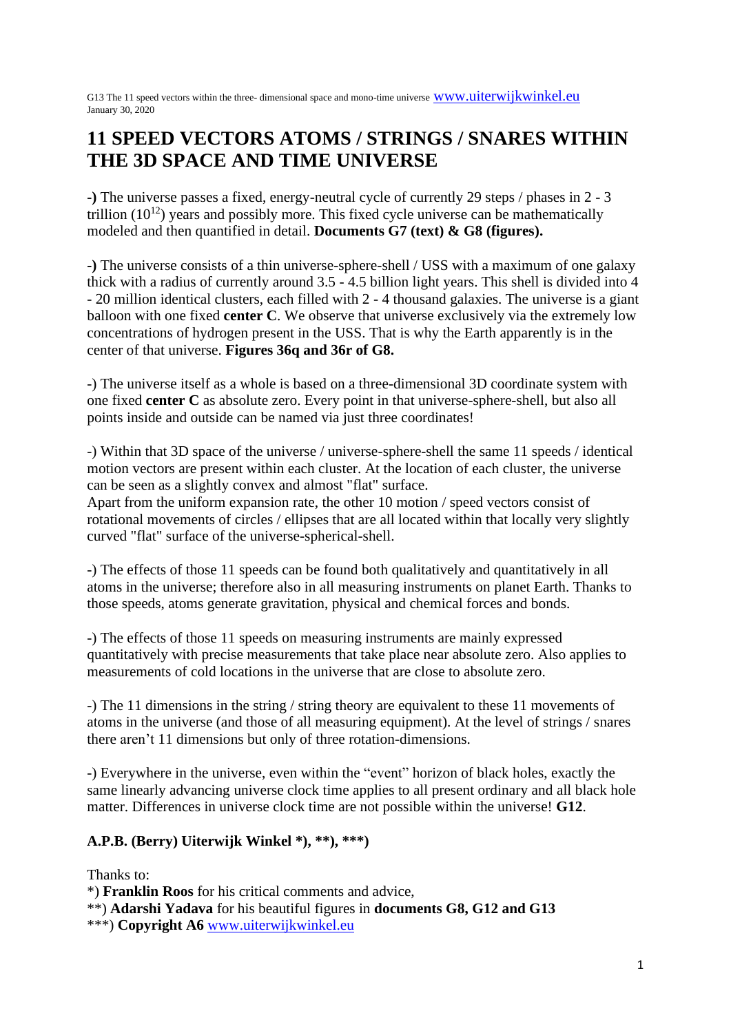G13 The 11 speed vectors within the three- dimensional space and mono-time universe www.uiterwijkwinkel.eu
January 30, 2020

# 11 SPEED VECTORS ATOMS / STRINGS / SNARES WITHIN THE 3D SPACE AND TIME UNIVERSE

**-)** The universe passes a fixed, energy-neutral cycle of currently 29 steps / phases in 2 - 3 trillion ($10^{12}$) years and possibly more. This fixed cycle universe can be mathematically modeled and then quantified in detail. **Documents G7 (text) & G8 (figures).**

**-)** The universe consists of a thin universe-sphere-shell / USS with a maximum of one galaxy thick with a radius of currently around 3.5 - 4.5 billion light years. This shell is divided into 4 - 20 million identical clusters, each filled with 2 - 4 thousand galaxies. The universe is a giant balloon with one fixed **center C**. We observe that universe exclusively via the extremely low concentrations of hydrogen present in the USS. That is why the Earth apparently is in the center of that universe. **Figures 36q and 36r of G8.**

-) The universe itself as a whole is based on a three-dimensional 3D coordinate system with one fixed **center C** as absolute zero. Every point in that universe-sphere-shell, but also all points inside and outside can be named via just three coordinates!

-) Within that 3D space of the universe / universe-sphere-shell the same 11 speeds / identical motion vectors are present within each cluster. At the location of each cluster, the universe can be seen as a slightly convex and almost "flat" surface.
Apart from the uniform expansion rate, the other 10 motion / speed vectors consist of rotational movements of circles / ellipses that are all located within that locally very slightly curved "flat" surface of the universe-spherical-shell.

-) The effects of those 11 speeds can be found both qualitatively and quantitatively in all atoms in the universe; therefore also in all measuring instruments on planet Earth. Thanks to those speeds, atoms generate gravitation, physical and chemical forces and bonds.

-) The effects of those 11 speeds on measuring instruments are mainly expressed quantitatively with precise measurements that take place near absolute zero. Also applies to measurements of cold locations in the universe that are close to absolute zero.

-) The 11 dimensions in the string / string theory are equivalent to these 11 movements of atoms in the universe (and those of all measuring equipment). At the level of strings / snares there aren't 11 dimensions but only of three rotation-dimensions.

-) Everywhere in the universe, even within the "event" horizon of black holes, exactly the same linearly advancing universe clock time applies to all present ordinary and all black hole matter. Differences in universe clock time are not possible within the universe! **G12**.

**A.P.B. (Berry) Uiterwijk Winkel \*), \*\*), \*\*\*)**

Thanks to:
*) **Franklin Roos** for his critical comments and advice,
**) **Adarshi Yadava** for his beautiful figures in **documents G8, G12 and G13**
***) **Copyright A6** www.uiterwijkwinkel.eu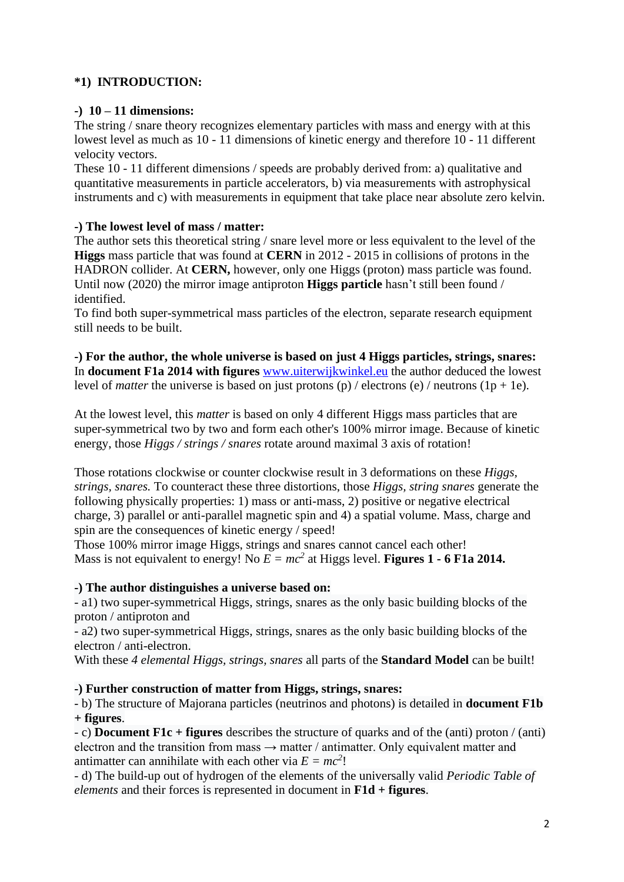## *1) INTRODUCTION:

### -) 10 – 11 dimensions:

The string / snare theory recognizes elementary particles with mass and energy with at this lowest level as much as 10 - 11 dimensions of kinetic energy and therefore 10 - 11 different velocity vectors.
These 10 - 11 different dimensions / speeds are probably derived from: a) qualitative and quantitative measurements in particle accelerators, b) via measurements with astrophysical instruments and c) with measurements in equipment that take place near absolute zero kelvin.

### -) The lowest level of mass / matter:

The author sets this theoretical string / snare level more or less equivalent to the level of the **Higgs** mass particle that was found at **CERN** in 2012 - 2015 in collisions of protons in the HADRON collider. At **CERN,** however, only one Higgs (proton) mass particle was found. Until now (2020) the mirror image antiproton **Higgs particle** hasn't still been found / identified.
To find both super-symmetrical mass particles of the electron, separate research equipment still needs to be built.

### -) For the author, the whole universe is based on just 4 Higgs particles, strings, snares:

In **document F1a 2014 with figures** www.uiterwijkwinkel.eu the author deduced the lowest level of *matter* the universe is based on just protons (p) / electrons (e) / neutrons (1p + 1e).

At the lowest level, this *matter* is based on only 4 different Higgs mass particles that are super-symmetrical two by two and form each other's 100% mirror image. Because of kinetic energy, those *Higgs / strings / snares* rotate around maximal 3 axis of rotation!

Those rotations clockwise or counter clockwise result in 3 deformations on these *Higgs, strings, snares.* To counteract these three distortions, those *Higgs, string snares* generate the following physically properties: 1) mass or anti-mass, 2) positive or negative electrical charge, 3) parallel or anti-parallel magnetic spin and 4) a spatial volume. Mass, charge and spin are the consequences of kinetic energy / speed!
Those 100% mirror image Higgs, strings and snares cannot cancel each other!
Mass is not equivalent to energy! No $E = mc^2$ at Higgs level. **Figures 1 - 6 F1a 2014.**

### -) The author distinguishes a universe based on:

- a1) two super-symmetrical Higgs, strings, snares as the only basic building blocks of the proton / antiproton and
- a2) two super-symmetrical Higgs, strings, snares as the only basic building blocks of the electron / anti-electron.

With these *4 elemental Higgs, strings, snares* all parts of the **Standard Model** can be built!

### -) Further construction of matter from Higgs, strings, snares:

- b) The structure of Majorana particles (neutrinos and photons) is detailed in **document F1b + figures**.
- c) **Document F1c + figures** describes the structure of quarks and of the (anti) proton / (anti) electron and the transition from mass → matter / antimatter. Only equivalent matter and antimatter can annihilate with each other via $E = mc^2$!
- d) The build-up out of hydrogen of the elements of the universally valid *Periodic Table of elements* and their forces is represented in document in **F1d + figures**.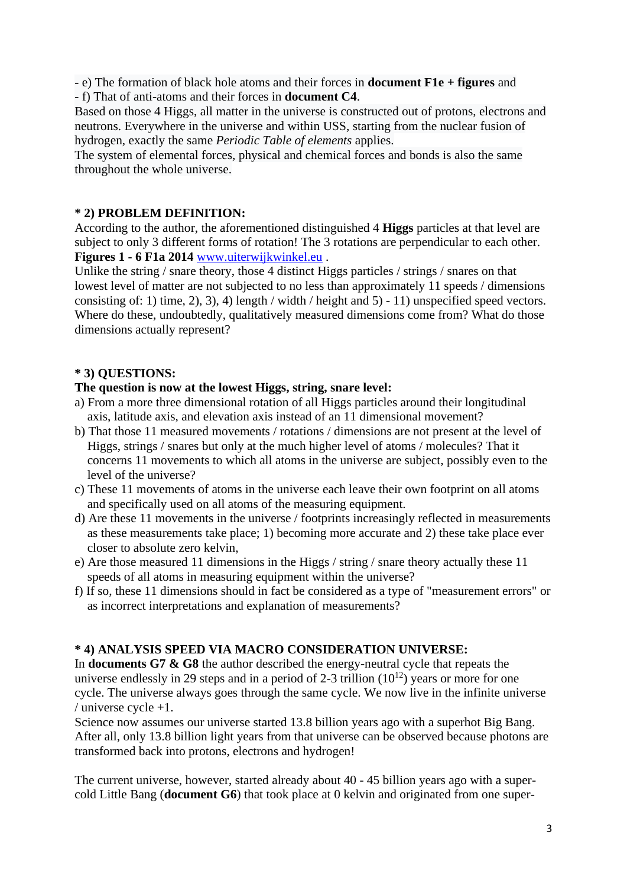- e) The formation of black hole atoms and their forces in **document F1e + figures** and
- f) That of anti-atoms and their forces in **document C4**.

Based on those 4 Higgs, all matter in the universe is constructed out of protons, electrons and neutrons. Everywhere in the universe and within USS, starting from the nuclear fusion of hydrogen, exactly the same *Periodic Table of elements* applies.
The system of elemental forces, physical and chemical forces and bonds is also the same throughout the whole universe.

### * 2) PROBLEM DEFINITION:

According to the author, the aforementioned distinguished 4 **Higgs** particles at that level are subject to only 3 different forms of rotation! The 3 rotations are perpendicular to each other. **Figures 1 - 6 F1a 2014** [www.uiterwijkwinkel.eu](http://www.uiterwijkwinkel.eu) .
Unlike the string / snare theory, those 4 distinct Higgs particles / strings / snares on that lowest level of matter are not subjected to no less than approximately 11 speeds / dimensions consisting of: 1) time, 2), 3), 4) length / width / height and 5) - 11) unspecified speed vectors. Where do these, undoubtedly, qualitatively measured dimensions come from? What do those dimensions actually represent?

### * 3) QUESTIONS:

**The question is now at the lowest Higgs, string, snare level:**

a) From a more three dimensional rotation of all Higgs particles around their longitudinal axis, latitude axis, and elevation axis instead of an 11 dimensional movement?
b) That those 11 measured movements / rotations / dimensions are not present at the level of Higgs, strings / snares but only at the much higher level of atoms / molecules? That it concerns 11 movements to which all atoms in the universe are subject, possibly even to the level of the universe?
c) These 11 movements of atoms in the universe each leave their own footprint on all atoms and specifically used on all atoms of the measuring equipment.
d) Are these 11 movements in the universe / footprints increasingly reflected in measurements as these measurements take place; 1) becoming more accurate and 2) these take place ever closer to absolute zero kelvin,
e) Are those measured 11 dimensions in the Higgs / string / snare theory actually these 11 speeds of all atoms in measuring equipment within the universe?
f) If so, these 11 dimensions should in fact be considered as a type of "measurement errors" or as incorrect interpretations and explanation of measurements?

### * 4) ANALYSIS SPEED VIA MACRO CONSIDERATION UNIVERSE:

In **documents G7 & G8** the author described the energy-neutral cycle that repeats the universe endlessly in 29 steps and in a period of 2-3 trillion ($10^{12}$) years or more for one cycle. The universe always goes through the same cycle. We now live in the infinite universe / universe cycle +1.
Science now assumes our universe started 13.8 billion years ago with a superhot Big Bang. After all, only 13.8 billion light years from that universe can be observed because photons are transformed back into protons, electrons and hydrogen!

The current universe, however, started already about 40 - 45 billion years ago with a super-cold Little Bang (**document G6**) that took place at 0 kelvin and originated from one super-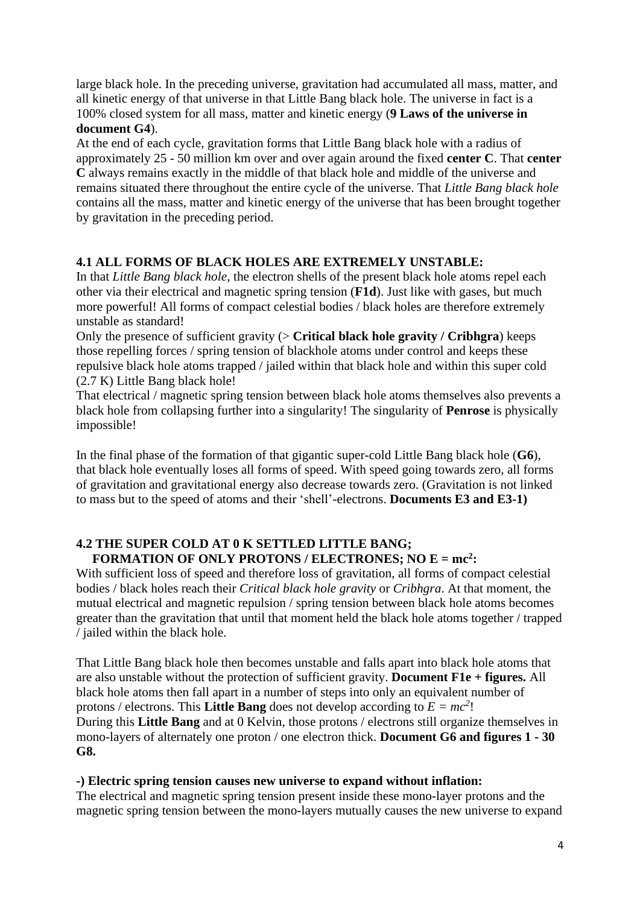large black hole. In the preceding universe, gravitation had accumulated all mass, matter, and all kinetic energy of that universe in that Little Bang black hole. The universe in fact is a 100% closed system for all mass, matter and kinetic energy (**9 Laws of the universe in document G4**).

At the end of each cycle, gravitation forms that Little Bang black hole with a radius of approximately 25 - 50 million km over and over again around the fixed **center C**. That **center C** always remains exactly in the middle of that black hole and middle of the universe and remains situated there throughout the entire cycle of the universe. That *Little Bang black hole* contains all the mass, matter and kinetic energy of the universe that has been brought together by gravitation in the preceding period.

### 4.1 ALL FORMS OF BLACK HOLES ARE EXTREMELY UNSTABLE:

In that *Little Bang black hole*, the electron shells of the present black hole atoms repel each other via their electrical and magnetic spring tension (**F1d**). Just like with gases, but much more powerful! All forms of compact celestial bodies / black holes are therefore extremely unstable as standard!

Only the presence of sufficient gravity (> **Critical black hole gravity / Cribhgra**) keeps those repelling forces / spring tension of blackhole atoms under control and keeps these repulsive black hole atoms trapped / jailed within that black hole and within this super cold (2.7 K) Little Bang black hole!

That electrical / magnetic spring tension between black hole atoms themselves also prevents a black hole from collapsing further into a singularity! The singularity of **Penrose** is physically impossible!

In the final phase of the formation of that gigantic super-cold Little Bang black hole (**G6**), that black hole eventually loses all forms of speed. With speed going towards zero, all forms of gravitation and gravitational energy also decrease towards zero. (Gravitation is not linked to mass but to the speed of atoms and their 'shell'-electrons. **Documents E3 and E3-1)**

### 4.2 THE SUPER COLD AT 0 K SETTLED LITTLE BANG; FORMATION OF ONLY PROTONS / ELECTRONES; NO $E = mc^2$:

With sufficient loss of speed and therefore loss of gravitation, all forms of compact celestial bodies / black holes reach their *Critical black hole gravity* or *Cribhgra*. At that moment, the mutual electrical and magnetic repulsion / spring tension between black hole atoms becomes greater than the gravitation that until that moment held the black hole atoms together / trapped / jailed within the black hole.

That Little Bang black hole then becomes unstable and falls apart into black hole atoms that are also unstable without the protection of sufficient gravity. **Document F1e + figures.** All black hole atoms then fall apart in a number of steps into only an equivalent number of protons / electrons. This **Little Bang** does not develop according to $E = mc^2$!

During this **Little Bang** and at 0 Kelvin, those protons / electrons still organize themselves in mono-layers of alternately one proton / one electron thick. **Document G6 and figures 1 - 30 G8.**

**-) Electric spring tension causes new universe to expand without inflation:**

The electrical and magnetic spring tension present inside these mono-layer protons and the magnetic spring tension between the mono-layers mutually causes the new universe to expand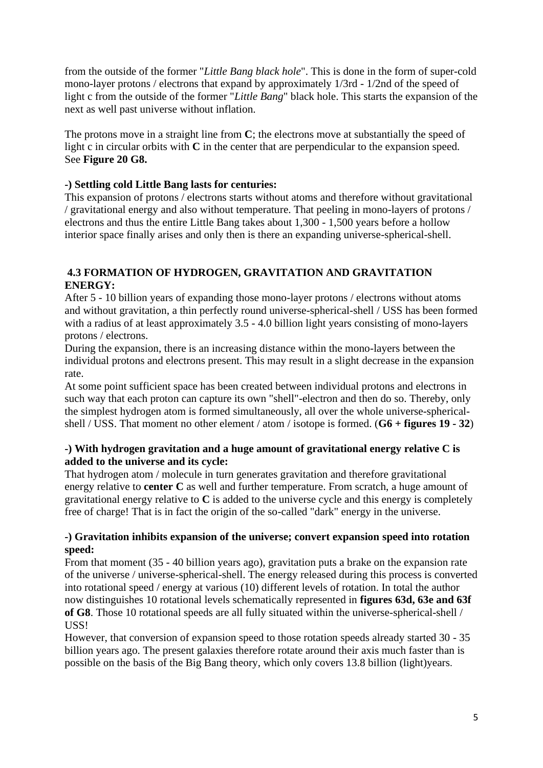from the outside of the former "*Little Bang black hole*". This is done in the form of super-cold mono-layer protons / electrons that expand by approximately 1/3rd - 1/2nd of the speed of light c from the outside of the former "*Little Bang*" black hole. This starts the expansion of the next as well past universe without inflation.

The protons move in a straight line from **C**; the electrons move at substantially the speed of light c in circular orbits with **C** in the center that are perpendicular to the expansion speed. See **Figure 20 G8.**

**-) Settling cold Little Bang lasts for centuries:**
This expansion of protons / electrons starts without atoms and therefore without gravitational / gravitational energy and also without temperature. That peeling in mono-layers of protons / electrons and thus the entire Little Bang takes about 1,300 - 1,500 years before a hollow interior space finally arises and only then is there an expanding universe-spherical-shell.

### 4.3 FORMATION OF HYDROGEN, GRAVITATION AND GRAVITATION ENERGY:

After 5 - 10 billion years of expanding those mono-layer protons / electrons without atoms and without gravitation, a thin perfectly round universe-spherical-shell / USS has been formed with a radius of at least approximately 3.5 - 4.0 billion light years consisting of mono-layers protons / electrons.
During the expansion, there is an increasing distance within the mono-layers between the individual protons and electrons present. This may result in a slight decrease in the expansion rate.
At some point sufficient space has been created between individual protons and electrons in such way that each proton can capture its own "shell"-electron and then do so. Thereby, only the simplest hydrogen atom is formed simultaneously, all over the whole universe-spherical-shell / USS. That moment no other element / atom / isotope is formed. (**G6 + figures 19 - 32**)

**-) With hydrogen gravitation and a huge amount of gravitational energy relative C is added to the universe and its cycle:**
That hydrogen atom / molecule in turn generates gravitation and therefore gravitational energy relative to **center C** as well and further temperature. From scratch, a huge amount of gravitational energy relative to **C** is added to the universe cycle and this energy is completely free of charge! That is in fact the origin of the so-called "dark" energy in the universe.

**-) Gravitation inhibits expansion of the universe; convert expansion speed into rotation speed:**
From that moment (35 - 40 billion years ago), gravitation puts a brake on the expansion rate of the universe / universe-spherical-shell. The energy released during this process is converted into rotational speed / energy at various (10) different levels of rotation. In total the author now distinguishes 10 rotational levels schematically represented in **figures 63d, 63e and 63f of G8**. Those 10 rotational speeds are all fully situated within the universe-spherical-shell / USS!
However, that conversion of expansion speed to those rotation speeds already started 30 - 35 billion years ago. The present galaxies therefore rotate around their axis much faster than is possible on the basis of the Big Bang theory, which only covers 13.8 billion (light)years.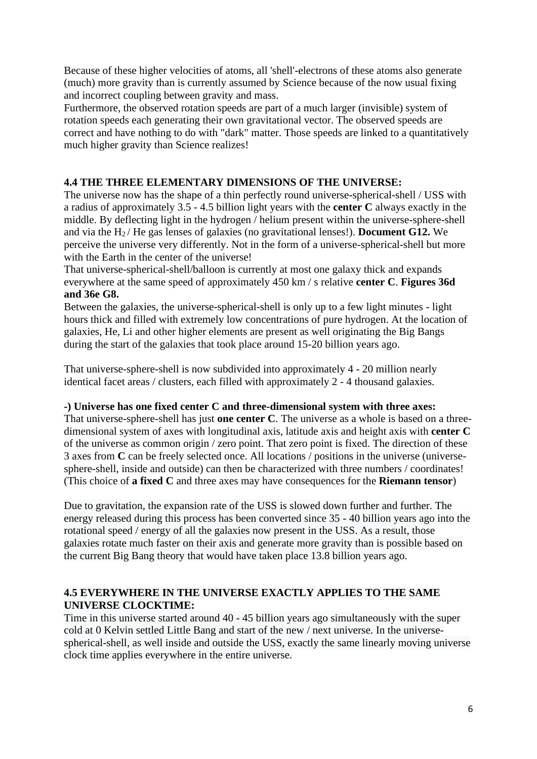Because of these higher velocities of atoms, all 'shell'-electrons of these atoms also generate (much) more gravity than is currently assumed by Science because of the now usual fixing and incorrect coupling between gravity and mass.
Furthermore, the observed rotation speeds are part of a much larger (invisible) system of rotation speeds each generating their own gravitational vector. The observed speeds are correct and have nothing to do with "dark" matter. Those speeds are linked to a quantitatively much higher gravity than Science realizes!

## 4.4 THE THREE ELEMENTARY DIMENSIONS OF THE UNIVERSE:

The universe now has the shape of a thin perfectly round universe-spherical-shell / USS with a radius of approximately 3.5 - 4.5 billion light years with the **center C** always exactly in the middle. By deflecting light in the hydrogen / helium present within the universe-sphere-shell and via the $H_2$ / He gas lenses of galaxies (no gravitational lenses!). **Document G12.** We perceive the universe very differently. Not in the form of a universe-spherical-shell but more with the Earth in the center of the universe!
That universe-spherical-shell/balloon is currently at most one galaxy thick and expands everywhere at the same speed of approximately 450 km / s relative **center C**. **Figures 36d and 36e G8.**
Between the galaxies, the universe-spherical-shell is only up to a few light minutes - light hours thick and filled with extremely low concentrations of pure hydrogen. At the location of galaxies, He, Li and other higher elements are present as well originating the Big Bangs during the start of the galaxies that took place around 15-20 billion years ago.

That universe-sphere-shell is now subdivided into approximately 4 - 20 million nearly identical facet areas / clusters, each filled with approximately 2 - 4 thousand galaxies.

**-) Universe has one fixed center C and three-dimensional system with three axes:**
That universe-sphere-shell has just **one center C**. The universe as a whole is based on a three-dimensional system of axes with longitudinal axis, latitude axis and height axis with **center C** of the universe as common origin / zero point. That zero point is fixed. The direction of these 3 axes from **C** can be freely selected once. All locations / positions in the universe (universe-sphere-shell, inside and outside) can then be characterized with three numbers / coordinates! (This choice of **a fixed C** and three axes may have consequences for the **Riemann tensor**)

Due to gravitation, the expansion rate of the USS is slowed down further and further. The energy released during this process has been converted since 35 - 40 billion years ago into the rotational speed / energy of all the galaxies now present in the USS. As a result, those galaxies rotate much faster on their axis and generate more gravity than is possible based on the current Big Bang theory that would have taken place 13.8 billion years ago.

## 4.5 EVERYWHERE IN THE UNIVERSE EXACTLY APPLIES TO THE SAME UNIVERSE CLOCKTIME:

Time in this universe started around 40 - 45 billion years ago simultaneously with the super cold at 0 Kelvin settled Little Bang and start of the new / next universe. In the universe-spherical-shell, as well inside and outside the USS, exactly the same linearly moving universe clock time applies everywhere in the entire universe.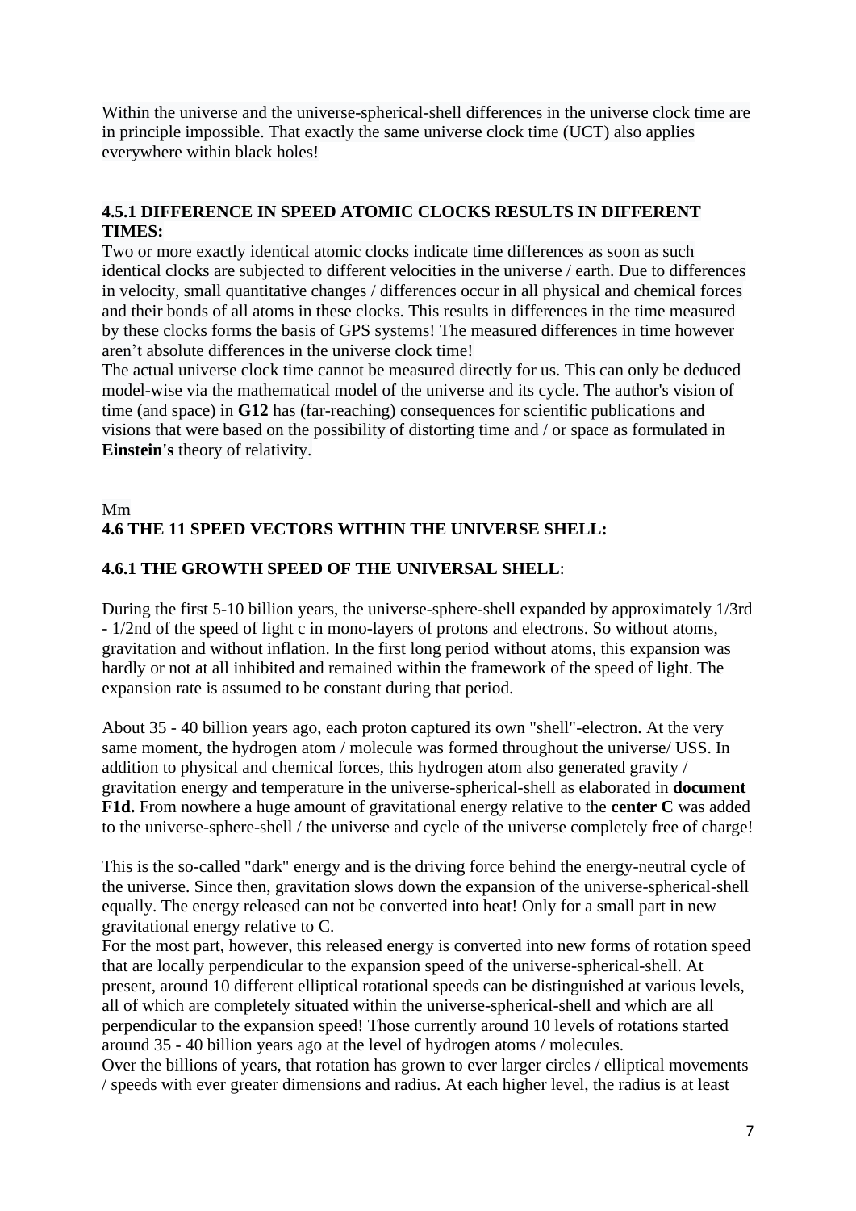Within the universe and the universe-spherical-shell differences in the universe clock time are in principle impossible. That exactly the same universe clock time (UCT) also applies everywhere within black holes!

### 4.5.1 DIFFERENCE IN SPEED ATOMIC CLOCKS RESULTS IN DIFFERENT TIMES:

Two or more exactly identical atomic clocks indicate time differences as soon as such identical clocks are subjected to different velocities in the universe / earth. Due to differences in velocity, small quantitative changes / differences occur in all physical and chemical forces and their bonds of all atoms in these clocks. This results in differences in the time measured by these clocks forms the basis of GPS systems! The measured differences in time however aren't absolute differences in the universe clock time!
The actual universe clock time cannot be measured directly for us. This can only be deduced model-wise via the mathematical model of the universe and its cycle. The author's vision of time (and space) in **G12** has (far-reaching) consequences for scientific publications and visions that were based on the possibility of distorting time and / or space as formulated in **Einstein's** theory of relativity.

Mm

## 4.6 THE 11 SPEED VECTORS WITHIN THE UNIVERSE SHELL:

### 4.6.1 THE GROWTH SPEED OF THE UNIVERSAL SHELL:

During the first 5-10 billion years, the universe-sphere-shell expanded by approximately 1/3rd - 1/2nd of the speed of light c in mono-layers of protons and electrons. So without atoms, gravitation and without inflation. In the first long period without atoms, this expansion was hardly or not at all inhibited and remained within the framework of the speed of light. The expansion rate is assumed to be constant during that period.

About 35 - 40 billion years ago, each proton captured its own "shell"-electron. At the very same moment, the hydrogen atom / molecule was formed throughout the universe/ USS. In addition to physical and chemical forces, this hydrogen atom also generated gravity / gravitation energy and temperature in the universe-spherical-shell as elaborated in **document F1d.** From nowhere a huge amount of gravitational energy relative to the **center C** was added to the universe-sphere-shell / the universe and cycle of the universe completely free of charge!

This is the so-called "dark" energy and is the driving force behind the energy-neutral cycle of the universe. Since then, gravitation slows down the expansion of the universe-spherical-shell equally. The energy released can not be converted into heat! Only for a small part in new gravitational energy relative to C.
For the most part, however, this released energy is converted into new forms of rotation speed that are locally perpendicular to the expansion speed of the universe-spherical-shell. At present, around 10 different elliptical rotational speeds can be distinguished at various levels, all of which are completely situated within the universe-spherical-shell and which are all perpendicular to the expansion speed! Those currently around 10 levels of rotations started around 35 - 40 billion years ago at the level of hydrogen atoms / molecules.
Over the billions of years, that rotation has grown to ever larger circles / elliptical movements / speeds with ever greater dimensions and radius. At each higher level, the radius is at least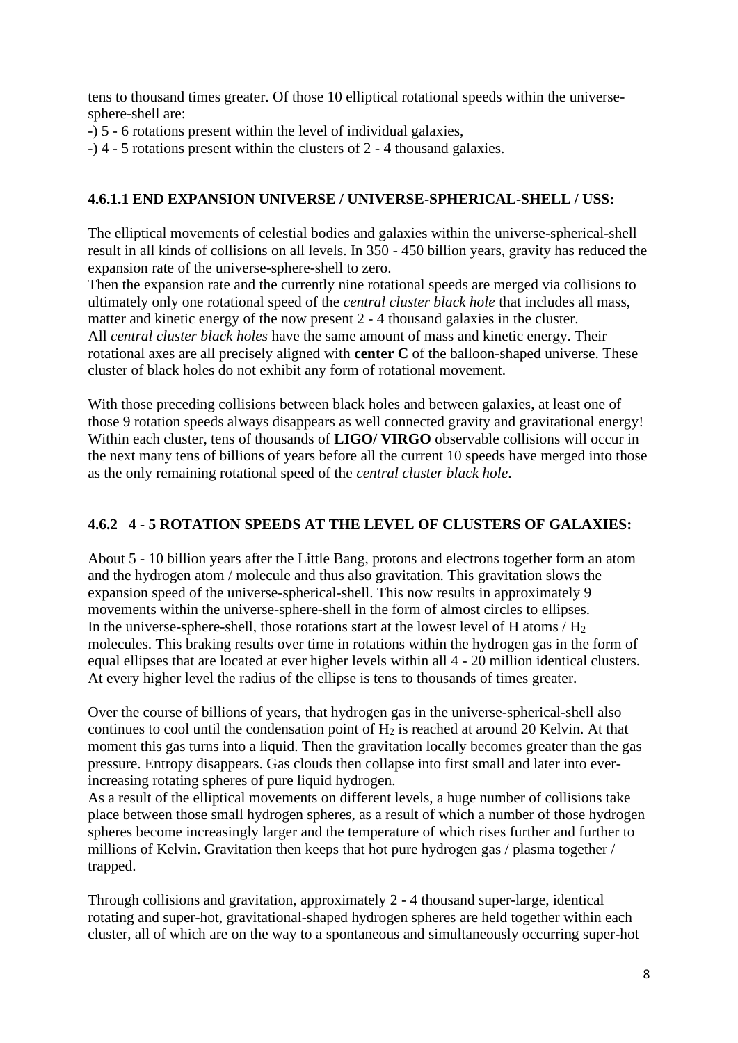tens to thousand times greater. Of those 10 elliptical rotational speeds within the universe-sphere-shell are:

-) 5 - 6 rotations present within the level of individual galaxies,

-) 4 - 5 rotations present within the clusters of 2 - 4 thousand galaxies.

#### 4.6.1.1 END EXPANSION UNIVERSE / UNIVERSE-SPHERICAL-SHELL / USS:

The elliptical movements of celestial bodies and galaxies within the universe-spherical-shell result in all kinds of collisions on all levels. In 350 - 450 billion years, gravity has reduced the expansion rate of the universe-sphere-shell to zero.

Then the expansion rate and the currently nine rotational speeds are merged via collisions to ultimately only one rotational speed of the *central cluster black hole* that includes all mass, matter and kinetic energy of the now present 2 - 4 thousand galaxies in the cluster.

All *central cluster black holes* have the same amount of mass and kinetic energy. Their rotational axes are all precisely aligned with **center C** of the balloon-shaped universe. These cluster of black holes do not exhibit any form of rotational movement.

With those preceding collisions between black holes and between galaxies, at least one of those 9 rotation speeds always disappears as well connected gravity and gravitational energy! Within each cluster, tens of thousands of **LIGO/ VIRGO** observable collisions will occur in the next many tens of billions of years before all the current 10 speeds have merged into those as the only remaining rotational speed of the *central cluster black hole*.

### 4.6.2 4 - 5 ROTATION SPEEDS AT THE LEVEL OF CLUSTERS OF GALAXIES:

About 5 - 10 billion years after the Little Bang, protons and electrons together form an atom and the hydrogen atom / molecule and thus also gravitation. This gravitation slows the expansion speed of the universe-spherical-shell. This now results in approximately 9 movements within the universe-sphere-shell in the form of almost circles to ellipses.

In the universe-sphere-shell, those rotations start at the lowest level of H atoms / $H_2$ molecules. This braking results over time in rotations within the hydrogen gas in the form of equal ellipses that are located at ever higher levels within all 4 - 20 million identical clusters. At every higher level the radius of the ellipse is tens to thousands of times greater.

Over the course of billions of years, that hydrogen gas in the universe-spherical-shell also continues to cool until the condensation point of $H_2$ is reached at around 20 Kelvin. At that moment this gas turns into a liquid. Then the gravitation locally becomes greater than the gas pressure. Entropy disappears. Gas clouds then collapse into first small and later into ever-increasing rotating spheres of pure liquid hydrogen.

As a result of the elliptical movements on different levels, a huge number of collisions take place between those small hydrogen spheres, as a result of which a number of those hydrogen spheres become increasingly larger and the temperature of which rises further and further to millions of Kelvin. Gravitation then keeps that hot pure hydrogen gas / plasma together / trapped.

Through collisions and gravitation, approximately 2 - 4 thousand super-large, identical rotating and super-hot, gravitational-shaped hydrogen spheres are held together within each cluster, all of which are on the way to a spontaneous and simultaneously occurring super-hot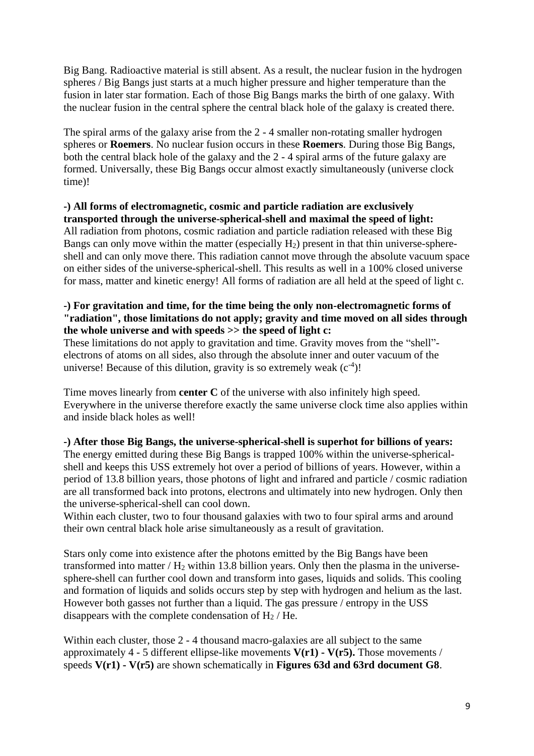Big Bang. Radioactive material is still absent. As a result, the nuclear fusion in the hydrogen spheres / Big Bangs just starts at a much higher pressure and higher temperature than the fusion in later star formation. Each of those Big Bangs marks the birth of one galaxy. With the nuclear fusion in the central sphere the central black hole of the galaxy is created there.

The spiral arms of the galaxy arise from the 2 - 4 smaller non-rotating smaller hydrogen spheres or **Roemers**. No nuclear fusion occurs in these **Roemers**. During those Big Bangs, both the central black hole of the galaxy and the 2 - 4 spiral arms of the future galaxy are formed. Universally, these Big Bangs occur almost exactly simultaneously (universe clock time)!

**-) All forms of electromagnetic, cosmic and particle radiation are exclusively transported through the universe-spherical-shell and maximal the speed of light:**
All radiation from photons, cosmic radiation and particle radiation released with these Big Bangs can only move within the matter (especially $H_2$) present in that thin universe-sphere-shell and can only move there. This radiation cannot move through the absolute vacuum space on either sides of the universe-spherical-shell. This results as well in a 100% closed universe for mass, matter and kinetic energy! All forms of radiation are all held at the speed of light c.

**-) For gravitation and time, for the time being the only non-electromagnetic forms of "radiation", those limitations do not apply; gravity and time moved on all sides through the whole universe and with speeds >> the speed of light c:**
These limitations do not apply to gravitation and time. Gravity moves from the "shell"-electrons of atoms on all sides, also through the absolute inner and outer vacuum of the universe! Because of this dilution, gravity is so extremely weak ($c^{-4}$)!

Time moves linearly from **center C** of the universe with also infinitely high speed. Everywhere in the universe therefore exactly the same universe clock time also applies within and inside black holes as well!

**-) After those Big Bangs, the universe-spherical-shell is superhot for billions of years:**
The energy emitted during these Big Bangs is trapped 100% within the universe-spherical-shell and keeps this USS extremely hot over a period of billions of years. However, within a period of 13.8 billion years, those photons of light and infrared and particle / cosmic radiation are all transformed back into protons, electrons and ultimately into new hydrogen. Only then the universe-spherical-shell can cool down.
Within each cluster, two to four thousand galaxies with two to four spiral arms and around their own central black hole arise simultaneously as a result of gravitation.

Stars only come into existence after the photons emitted by the Big Bangs have been transformed into matter / $H_2$ within 13.8 billion years. Only then the plasma in the universe-sphere-shell can further cool down and transform into gases, liquids and solids. This cooling and formation of liquids and solids occurs step by step with hydrogen and helium as the last. However both gasses not further than a liquid. The gas pressure / entropy in the USS disappears with the complete condensation of $H_2$ / He.

Within each cluster, those 2 - 4 thousand macro-galaxies are all subject to the same approximately 4 - 5 different ellipse-like movements **V(r1) - V(r5).** Those movements / speeds **V(r1) - V(r5)** are shown schematically in **Figures 63d and 63rd document G8**.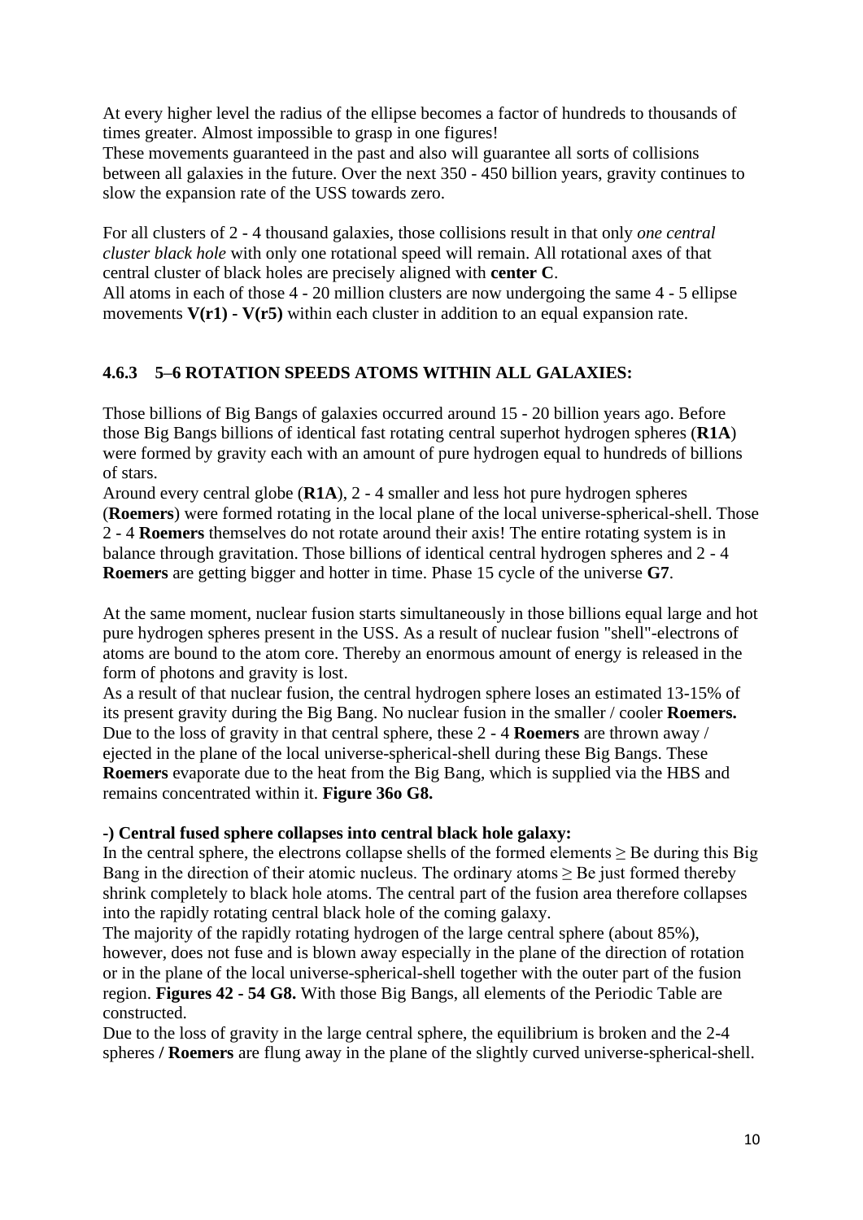At every higher level the radius of the ellipse becomes a factor of hundreds to thousands of times greater. Almost impossible to grasp in one figures!
These movements guaranteed in the past and also will guarantee all sorts of collisions between all galaxies in the future. Over the next 350 - 450 billion years, gravity continues to slow the expansion rate of the USS towards zero.

For all clusters of 2 - 4 thousand galaxies, those collisions result in that only *one central cluster black hole* with only one rotational speed will remain. All rotational axes of that central cluster of black holes are precisely aligned with **center C**.
All atoms in each of those 4 - 20 million clusters are now undergoing the same 4 - 5 ellipse movements **V(r1) - V(r5)** within each cluster in addition to an equal expansion rate.

### 4.6.3 5–6 ROTATION SPEEDS ATOMS WITHIN ALL GALAXIES:

Those billions of Big Bangs of galaxies occurred around 15 - 20 billion years ago. Before those Big Bangs billions of identical fast rotating central superhot hydrogen spheres (**R1A**) were formed by gravity each with an amount of pure hydrogen equal to hundreds of billions of stars.
Around every central globe (**R1A**), 2 - 4 smaller and less hot pure hydrogen spheres (**Roemers**) were formed rotating in the local plane of the local universe-spherical-shell. Those 2 - 4 **Roemers** themselves do not rotate around their axis! The entire rotating system is in balance through gravitation. Those billions of identical central hydrogen spheres and 2 - 4 **Roemers** are getting bigger and hotter in time. Phase 15 cycle of the universe **G7**.

At the same moment, nuclear fusion starts simultaneously in those billions equal large and hot pure hydrogen spheres present in the USS. As a result of nuclear fusion "shell"-electrons of atoms are bound to the atom core. Thereby an enormous amount of energy is released in the form of photons and gravity is lost.
As a result of that nuclear fusion, the central hydrogen sphere loses an estimated 13-15% of its present gravity during the Big Bang. No nuclear fusion in the smaller / cooler **Roemers.** Due to the loss of gravity in that central sphere, these 2 - 4 **Roemers** are thrown away / ejected in the plane of the local universe-spherical-shell during these Big Bangs. These **Roemers** evaporate due to the heat from the Big Bang, which is supplied via the HBS and remains concentrated within it. **Figure 36o G8.**

**-) Central fused sphere collapses into central black hole galaxy:**
In the central sphere, the electrons collapse shells of the formed elements ≥ Be during this Big Bang in the direction of their atomic nucleus. The ordinary atoms ≥ Be just formed thereby shrink completely to black hole atoms. The central part of the fusion area therefore collapses into the rapidly rotating central black hole of the coming galaxy.
The majority of the rapidly rotating hydrogen of the large central sphere (about 85%), however, does not fuse and is blown away especially in the plane of the direction of rotation or in the plane of the local universe-spherical-shell together with the outer part of the fusion region. **Figures 42 - 54 G8.** With those Big Bangs, all elements of the Periodic Table are constructed.
Due to the loss of gravity in the large central sphere, the equilibrium is broken and the 2-4 spheres **/ Roemers** are flung away in the plane of the slightly curved universe-spherical-shell.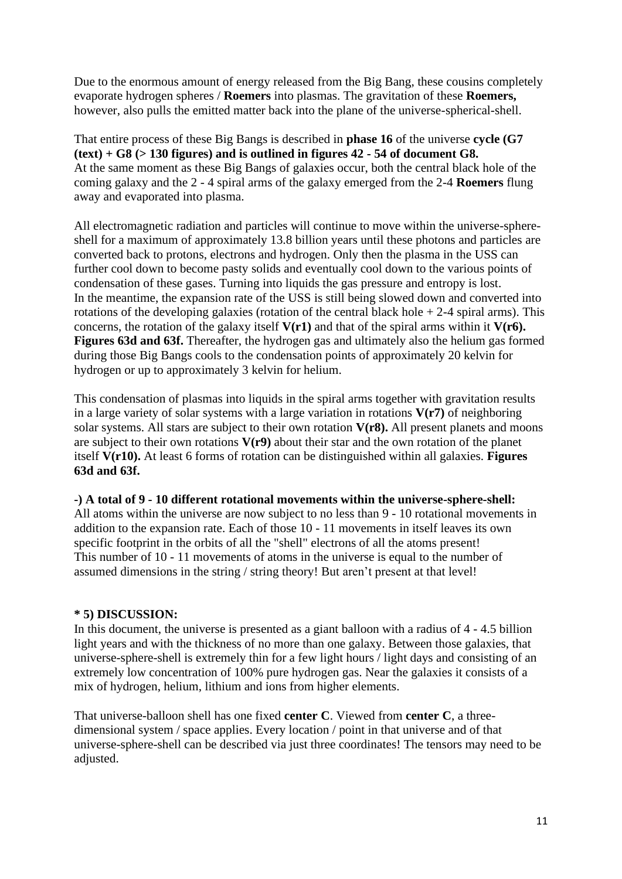Due to the enormous amount of energy released from the Big Bang, these cousins completely evaporate hydrogen spheres / **Roemers** into plasmas. The gravitation of these **Roemers,** however, also pulls the emitted matter back into the plane of the universe-spherical-shell.

That entire process of these Big Bangs is described in **phase 16** of the universe **cycle (G7 (text) + G8 (> 130 figures) and is outlined in figures 42 - 54 of document G8.**
At the same moment as these Big Bangs of galaxies occur, both the central black hole of the coming galaxy and the 2 - 4 spiral arms of the galaxy emerged from the 2-4 **Roemers** flung away and evaporated into plasma.

All electromagnetic radiation and particles will continue to move within the universe-sphere-shell for a maximum of approximately 13.8 billion years until these photons and particles are converted back to protons, electrons and hydrogen. Only then the plasma in the USS can further cool down to become pasty solids and eventually cool down to the various points of condensation of these gases. Turning into liquids the gas pressure and entropy is lost.
In the meantime, the expansion rate of the USS is still being slowed down and converted into rotations of the developing galaxies (rotation of the central black hole + 2-4 spiral arms). This concerns, the rotation of the galaxy itself **V(r1)** and that of the spiral arms within it **V(r6). Figures 63d and 63f.** Thereafter, the hydrogen gas and ultimately also the helium gas formed during those Big Bangs cools to the condensation points of approximately 20 kelvin for hydrogen or up to approximately 3 kelvin for helium.

This condensation of plasmas into liquids in the spiral arms together with gravitation results in a large variety of solar systems with a large variation in rotations **V(r7)** of neighboring solar systems. All stars are subject to their own rotation **V(r8).** All present planets and moons are subject to their own rotations **V(r9)** about their star and the own rotation of the planet itself **V(r10).** At least 6 forms of rotation can be distinguished within all galaxies. **Figures 63d and 63f.**

**-) A total of 9 - 10 different rotational movements within the universe-sphere-shell:**
All atoms within the universe are now subject to no less than 9 - 10 rotational movements in addition to the expansion rate. Each of those 10 - 11 movements in itself leaves its own specific footprint in the orbits of all the "shell" electrons of all the atoms present!
This number of 10 - 11 movements of atoms in the universe is equal to the number of assumed dimensions in the string / string theory! But aren't present at that level!

## * 5) DISCUSSION:

In this document, the universe is presented as a giant balloon with a radius of 4 - 4.5 billion light years and with the thickness of no more than one galaxy. Between those galaxies, that universe-sphere-shell is extremely thin for a few light hours / light days and consisting of an extremely low concentration of 100% pure hydrogen gas. Near the galaxies it consists of a mix of hydrogen, helium, lithium and ions from higher elements.

That universe-balloon shell has one fixed **center C**. Viewed from **center C**, a three-dimensional system / space applies. Every location / point in that universe and of that universe-sphere-shell can be described via just three coordinates! The tensors may need to be adjusted.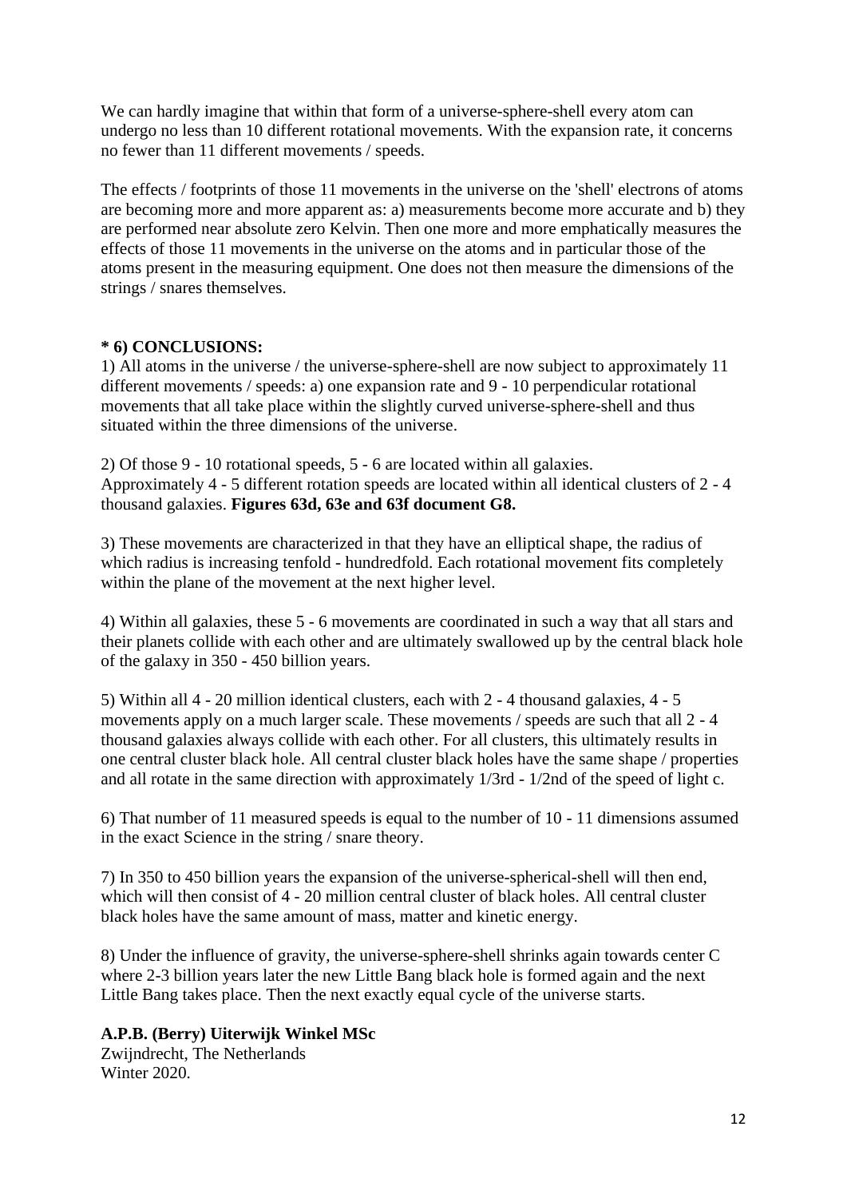We can hardly imagine that within that form of a universe-sphere-shell every atom can undergo no less than 10 different rotational movements. With the expansion rate, it concerns no fewer than 11 different movements / speeds.

The effects / footprints of those 11 movements in the universe on the 'shell' electrons of atoms are becoming more and more apparent as: a) measurements become more accurate and b) they are performed near absolute zero Kelvin. Then one more and more emphatically measures the effects of those 11 movements in the universe on the atoms and in particular those of the atoms present in the measuring equipment. One does not then measure the dimensions of the strings / snares themselves.

**\* 6) CONCLUSIONS:**

1) All atoms in the universe / the universe-sphere-shell are now subject to approximately 11 different movements / speeds: a) one expansion rate and 9 - 10 perpendicular rotational movements that all take place within the slightly curved universe-sphere-shell and thus situated within the three dimensions of the universe.

2) Of those 9 - 10 rotational speeds, 5 - 6 are located within all galaxies. Approximately 4 - 5 different rotation speeds are located within all identical clusters of 2 - 4 thousand galaxies. **Figures 63d, 63e and 63f document G8.**

3) These movements are characterized in that they have an elliptical shape, the radius of which radius is increasing tenfold - hundredfold. Each rotational movement fits completely within the plane of the movement at the next higher level.

4) Within all galaxies, these 5 - 6 movements are coordinated in such a way that all stars and their planets collide with each other and are ultimately swallowed up by the central black hole of the galaxy in 350 - 450 billion years.

5) Within all 4 - 20 million identical clusters, each with 2 - 4 thousand galaxies, 4 - 5 movements apply on a much larger scale. These movements / speeds are such that all 2 - 4 thousand galaxies always collide with each other. For all clusters, this ultimately results in one central cluster black hole. All central cluster black holes have the same shape / properties and all rotate in the same direction with approximately 1/3rd - 1/2nd of the speed of light c.

6) That number of 11 measured speeds is equal to the number of 10 - 11 dimensions assumed in the exact Science in the string / snare theory.

7) In 350 to 450 billion years the expansion of the universe-spherical-shell will then end, which will then consist of 4 - 20 million central cluster of black holes. All central cluster black holes have the same amount of mass, matter and kinetic energy.

8) Under the influence of gravity, the universe-sphere-shell shrinks again towards center C where 2-3 billion years later the new Little Bang black hole is formed again and the next Little Bang takes place. Then the next exactly equal cycle of the universe starts.

**A.P.B. (Berry) Uiterwijk Winkel MSc**
Zwijndrecht, The Netherlands
Winter 2020.